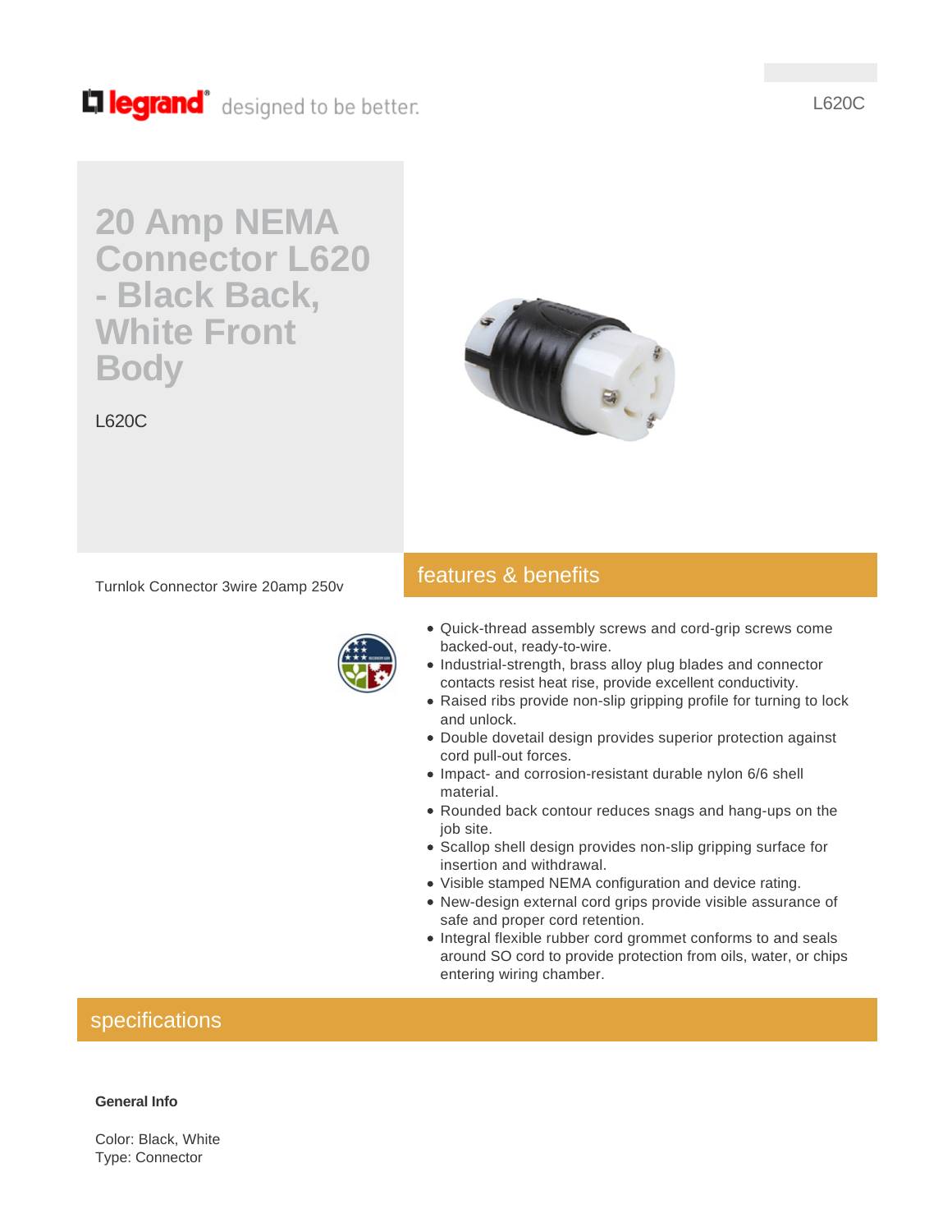# 20 Amp NEMA Connector L620 - Black Back, White Front Body

L620C

Turnlok Connector 3wire 20amp 250v

## features & benefits

- Quick-thread assembly screws and cord-grip screws come backed-out, ready-to-wire.
- Industrial-strength, brass alloy plug blades and connector contacts resist heat rise, provide excellent conductivity.
- Raised ribs provide non-slip gripping profile for turning to lock and unlock.
- Double dovetail design provides superior protection against cord pull-out forces.
- Impact- and corrosion-resistant durable nylon 6/6 shell material.
- Rounded back contour reduces snags and hang-ups on the job site.
- Scallop shell design provides non-slip gripping surface for insertion and withdrawal.
- Visible stamped NEMA configuration and device rating.
- New-design external cord grips provide visible assurance of safe and proper cord retention.
- Integral flexible rubber cord grommet conforms to and seals around SO cord to provide protection from oils, water, or chips entering wiring chamber.

## specifications

**General Info**

Color: Black, White
Type: Connector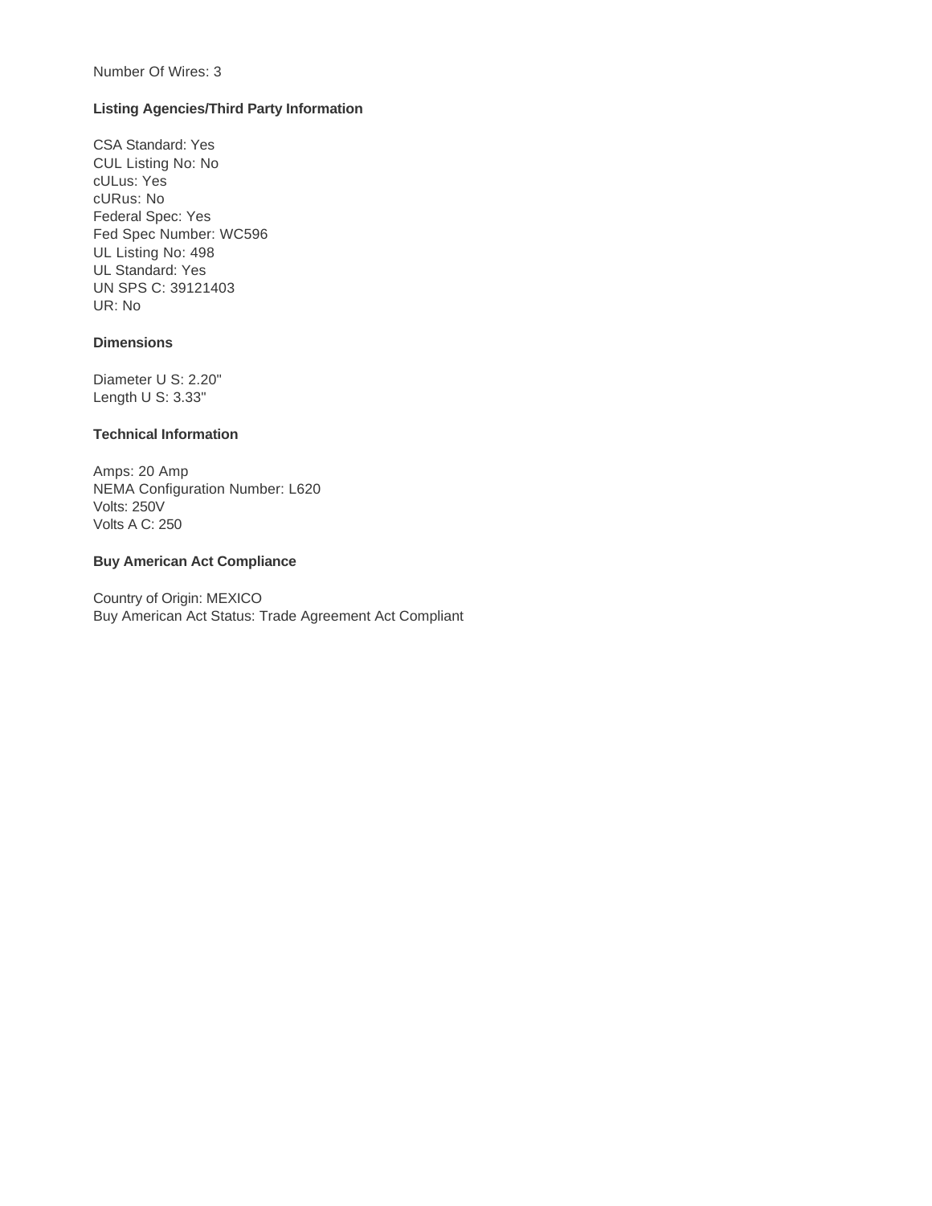Number Of Wires: 3

**Listing Agencies/Third Party Information**

CSA Standard: Yes
CUL Listing No: No
cULus: Yes
cURus: No
Federal Spec: Yes
Fed Spec Number: WC596
UL Listing No: 498
UL Standard: Yes
UN SPS C: 39121403
UR: No

**Dimensions**

Diameter U S: 2.20"
Length U S: 3.33"

**Technical Information**

Amps: 20 Amp
NEMA Configuration Number: L620
Volts: 250V
Volts A C: 250

**Buy American Act Compliance**

Country of Origin: MEXICO
Buy American Act Status: Trade Agreement Act Compliant